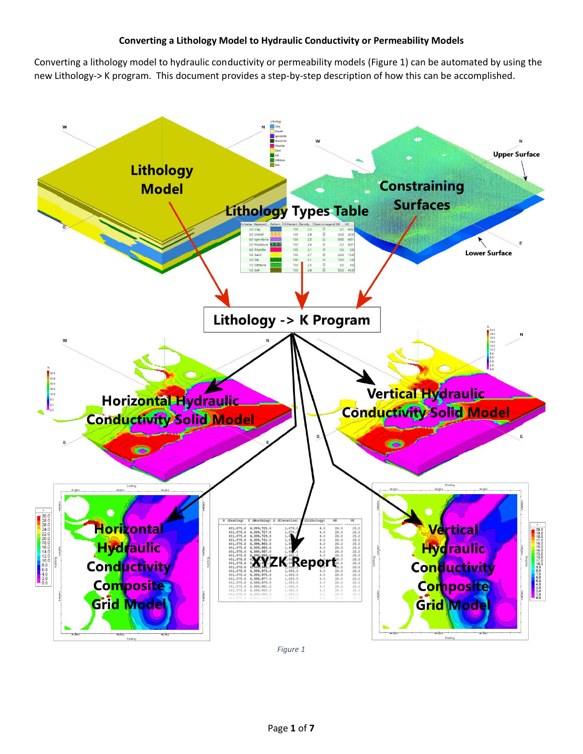# Converting a Lithology Model to Hydraulic Conductivity or Permeability Models

Converting a lithology model to hydraulic conductivity or permeability models (Figure 1) can be automated by using the new Lithology-> K program. This document provides a step-by-step description of how this can be accomplished.

*Figure 1*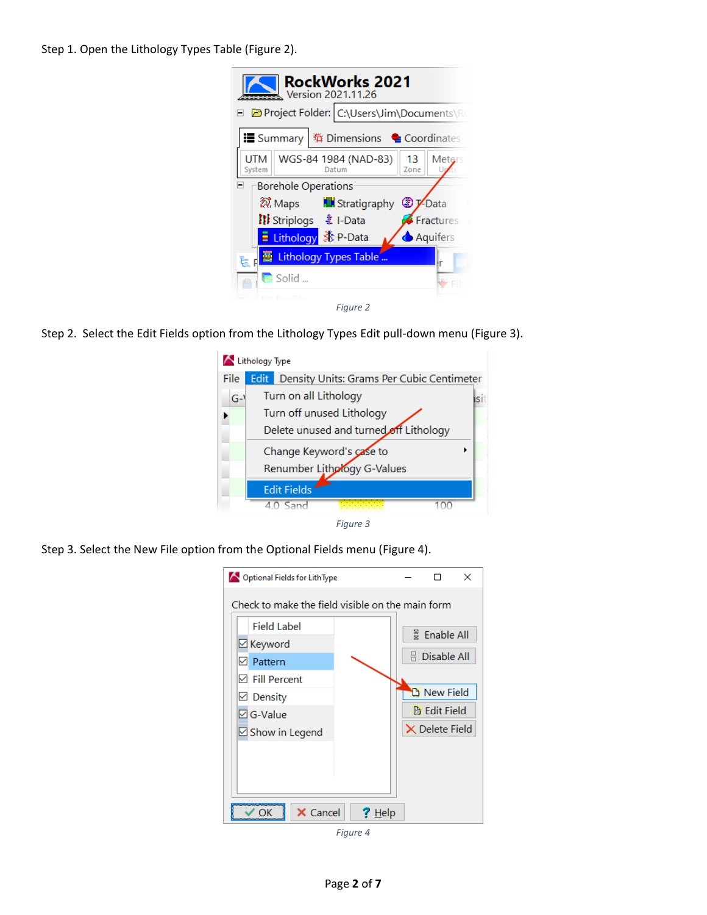Step 1. Open the Lithology Types Table (Figure 2).

*Figure 2*

Step 2. Select the Edit Fields option from the Lithology Types Edit pull-down menu (Figure 3).

*Figure 3*

Step 3. Select the New File option from the Optional Fields menu (Figure 4).

*Figure 4*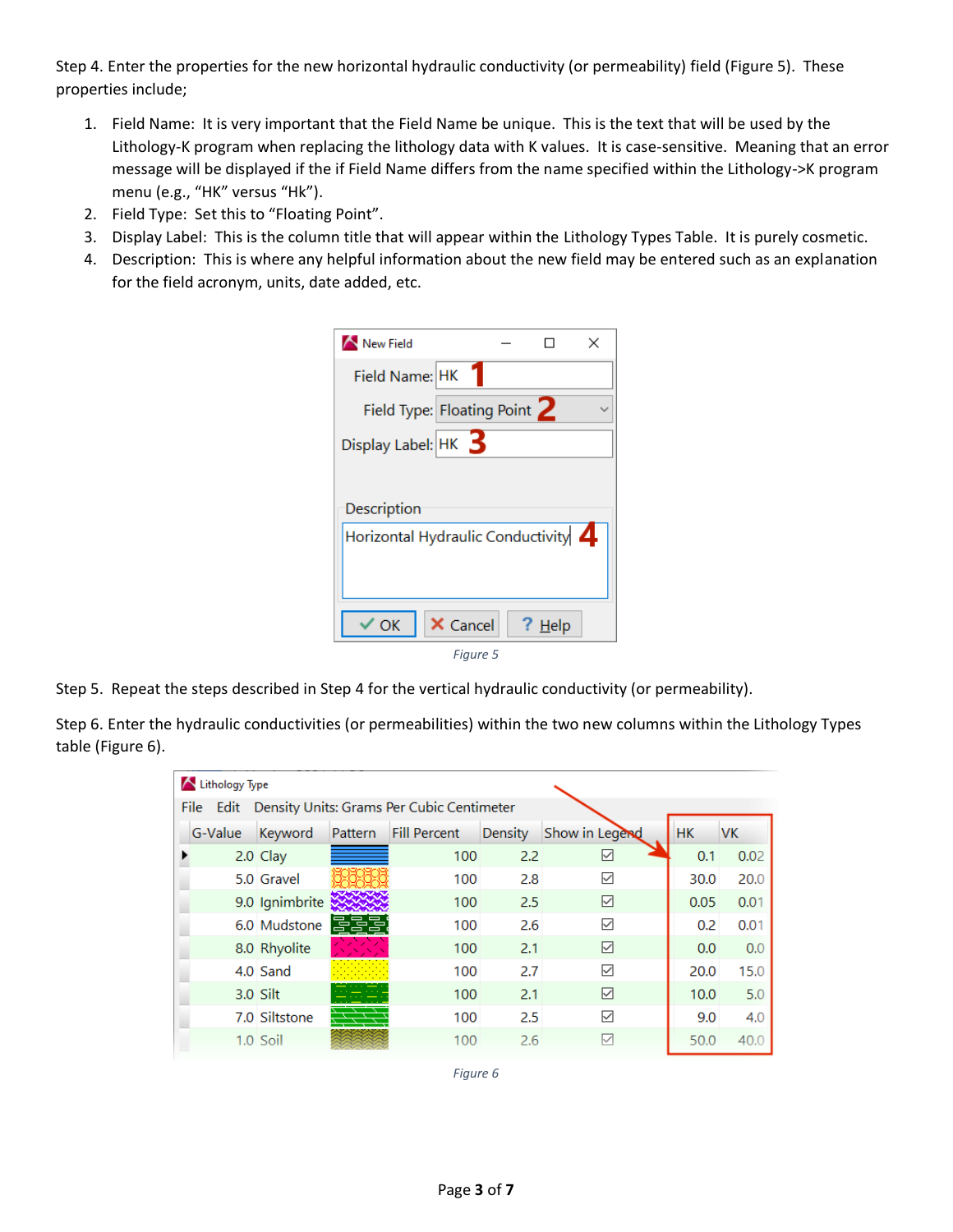Step 4. Enter the properties for the new horizontal hydraulic conductivity (or permeability) field (Figure 5). These properties include;

1. Field Name: It is very important that the Field Name be unique. This is the text that will be used by the Lithology-K program when replacing the lithology data with K values. It is case-sensitive. Meaning that an error message will be displayed if the if Field Name differs from the name specified within the Lithology->K program menu (e.g., "HK" versus "Hk").
2. Field Type: Set this to "Floating Point".
3. Display Label: This is the column title that will appear within the Lithology Types Table. It is purely cosmetic.
4. Description: This is where any helpful information about the new field may be entered such as an explanation for the field acronym, units, date added, etc.

New Field

Field Name: HK **1**

Field Type: Floating Point **2**

Display Label: HK **3**

Description

Horizontal Hydraulic Conductivity **4**

OK | Cancel | Help

*Figure 5*

Step 5. Repeat the steps described in Step 4 for the vertical hydraulic conductivity (or permeability).

Step 6. Enter the hydraulic conductivities (or permeabilities) within the two new columns within the Lithology Types table (Figure 6).

Lithology Type

File Edit Density Units: Grams Per Cubic Centimeter

| G-Value | Keyword | Pattern | Fill Percent | Density | Show in Legend | HK | VK |
|---|---|---|---|---|---|---|---|
| 2.0 | Clay | | 100 | 2.2 | ☑ | 0.1 | 0.02 |
| 5.0 | Gravel | | 100 | 2.8 | ☑ | 30.0 | 20.0 |
| 9.0 | Ignimbrite | | 100 | 2.5 | ☑ | 0.05 | 0.01 |
| 6.0 | Mudstone | | 100 | 2.6 | ☑ | 0.2 | 0.01 |
| 8.0 | Rhyolite | | 100 | 2.1 | ☑ | 0.0 | 0.0 |
| 4.0 | Sand | | 100 | 2.7 | ☑ | 20.0 | 15.0 |
| 3.0 | Silt | | 100 | 2.1 | ☑ | 10.0 | 5.0 |
| 7.0 | Siltstone | | 100 | 2.5 | ☑ | 9.0 | 4.0 |
| 1.0 | Soil | | 100 | 2.6 | ☑ | 50.0 | 40.0 |

*Figure 6*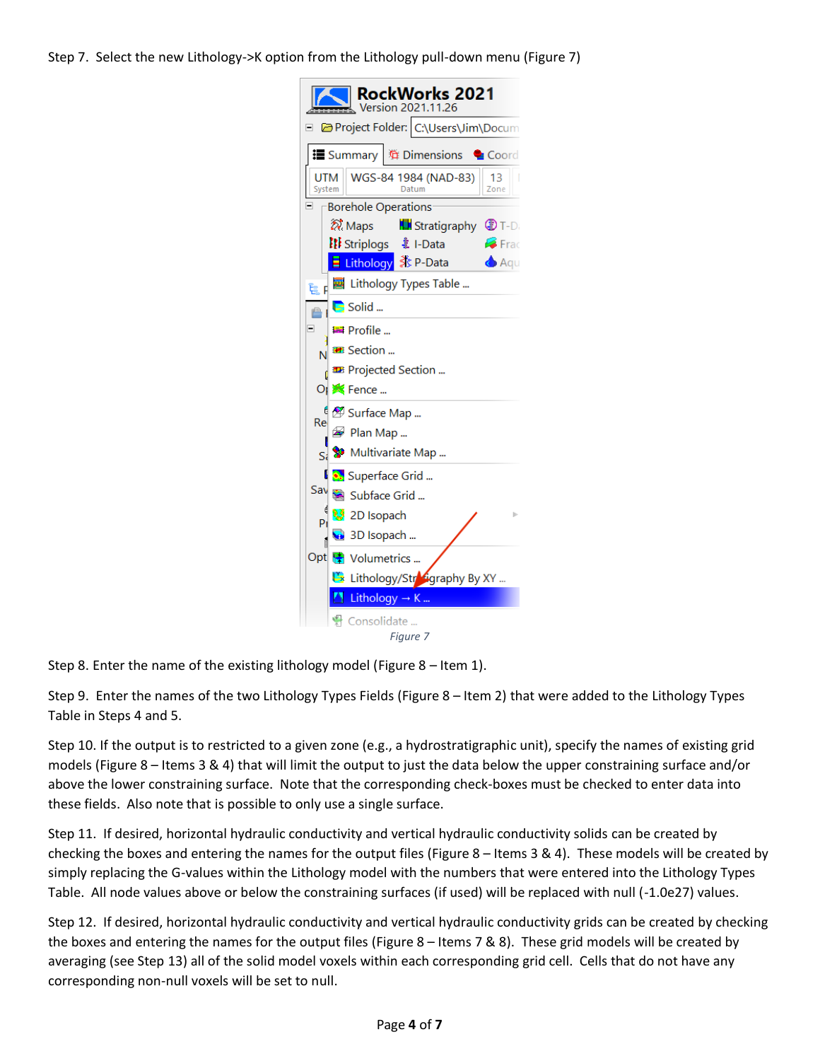Step 7. Select the new Lithology->K option from the Lithology pull-down menu (Figure 7)

*Figure 7*

Step 8. Enter the name of the existing lithology model (Figure 8 – Item 1).

Step 9. Enter the names of the two Lithology Types Fields (Figure 8 – Item 2) that were added to the Lithology Types Table in Steps 4 and 5.

Step 10. If the output is to restricted to a given zone (e.g., a hydrostratigraphic unit), specify the names of existing grid models (Figure 8 – Items 3 & 4) that will limit the output to just the data below the upper constraining surface and/or above the lower constraining surface. Note that the corresponding check-boxes must be checked to enter data into these fields. Also note that is possible to only use a single surface.

Step 11. If desired, horizontal hydraulic conductivity and vertical hydraulic conductivity solids can be created by checking the boxes and entering the names for the output files (Figure 8 – Items 3 & 4). These models will be created by simply replacing the G-values within the Lithology model with the numbers that were entered into the Lithology Types Table. All node values above or below the constraining surfaces (if used) will be replaced with null (-1.0e27) values.

Step 12. If desired, horizontal hydraulic conductivity and vertical hydraulic conductivity grids can be created by checking the boxes and entering the names for the output files (Figure 8 – Items 7 & 8). These grid models will be created by averaging (see Step 13) all of the solid model voxels within each corresponding grid cell. Cells that do not have any corresponding non-null voxels will be set to null.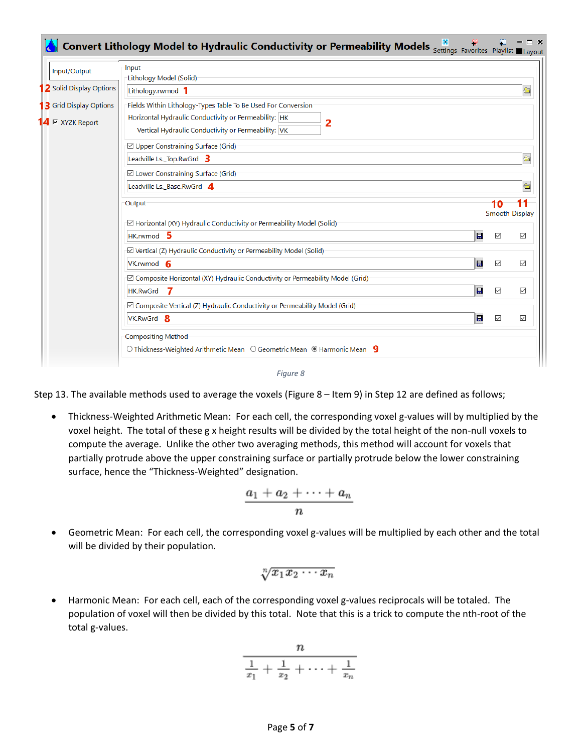*Figure 8*

Step 13. The available methods used to average the voxels (Figure 8 – Item 9) in Step 12 are defined as follows;

- Thickness-Weighted Arithmetic Mean: For each cell, the corresponding voxel g-values will by multiplied by the voxel height. The total of these g x height results will be divided by the total height of the non-null voxels to compute the average. Unlike the other two averaging methods, this method will account for voxels that partially protrude above the upper constraining surface or partially protrude below the lower constraining surface, hence the "Thickness-Weighted" designation.

$$\frac{a_1 + a_2 + \cdots + a_n}{n}$$

- Geometric Mean: For each cell, the corresponding voxel g-values will be multiplied by each other and the total will be divided by their population.

$$\sqrt[n]{x_1 x_2 \cdots x_n}$$

- Harmonic Mean: For each cell, each of the corresponding voxel g-values reciprocals will be totaled. The population of voxel will then be divided by this total. Note that this is a trick to compute the nth-root of the total g-values.

$$\frac{n}{\frac{1}{x_1} + \frac{1}{x_2} + \cdots + \frac{1}{x_n}}$$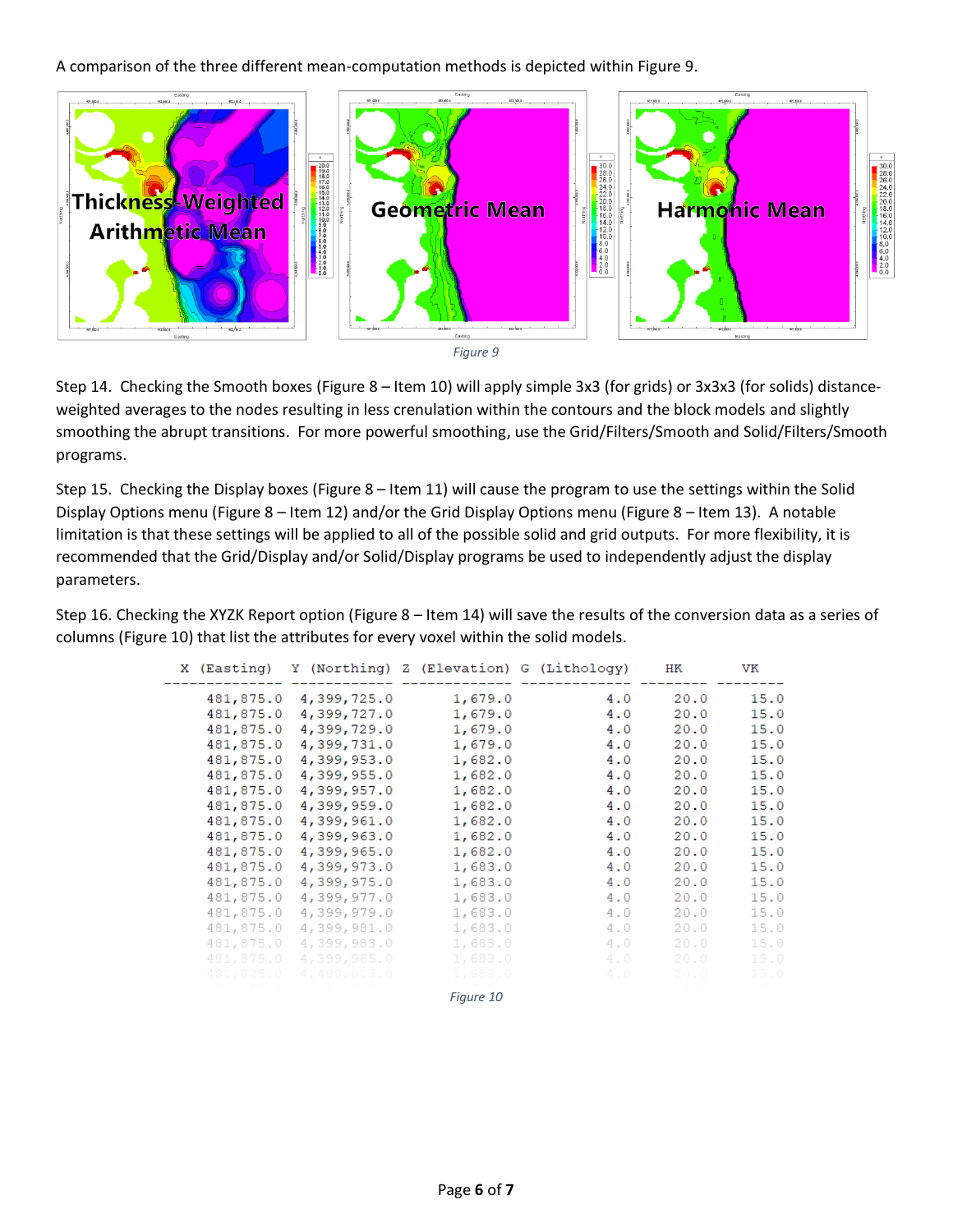A comparison of the three different mean-computation methods is depicted within Figure 9.

*Figure 9*

Step 14. Checking the Smooth boxes (Figure 8 – Item 10) will apply simple 3x3 (for grids) or 3x3x3 (for solids) distance-weighted averages to the nodes resulting in less crenulation within the contours and the block models and slightly smoothing the abrupt transitions. For more powerful smoothing, use the Grid/Filters/Smooth and Solid/Filters/Smooth programs.

Step 15. Checking the Display boxes (Figure 8 – Item 11) will cause the program to use the settings within the Solid Display Options menu (Figure 8 – Item 12) and/or the Grid Display Options menu (Figure 8 – Item 13). A notable limitation is that these settings will be applied to all of the possible solid and grid outputs. For more flexibility, it is recommended that the Grid/Display and/or Solid/Display programs be used to independently adjust the display parameters.

Step 16. Checking the XYZK Report option (Figure 8 – Item 14) will save the results of the conversion data as a series of columns (Figure 10) that list the attributes for every voxel within the solid models.

| X (Easting) | Y (Northing) | Z (Elevation) | G (Lithology) | HK | VK |
|---|---|---|---|---|---|
| 481,875.0 | 4,399,725.0 | 1,679.0 | 4.0 | 20.0 | 15.0 |
| 481,875.0 | 4,399,727.0 | 1,679.0 | 4.0 | 20.0 | 15.0 |
| 481,875.0 | 4,399,729.0 | 1,679.0 | 4.0 | 20.0 | 15.0 |
| 481,875.0 | 4,399,731.0 | 1,679.0 | 4.0 | 20.0 | 15.0 |
| 481,875.0 | 4,399,953.0 | 1,682.0 | 4.0 | 20.0 | 15.0 |
| 481,875.0 | 4,399,955.0 | 1,682.0 | 4.0 | 20.0 | 15.0 |
| 481,875.0 | 4,399,957.0 | 1,682.0 | 4.0 | 20.0 | 15.0 |
| 481,875.0 | 4,399,959.0 | 1,682.0 | 4.0 | 20.0 | 15.0 |
| 481,875.0 | 4,399,961.0 | 1,682.0 | 4.0 | 20.0 | 15.0 |
| 481,875.0 | 4,399,963.0 | 1,682.0 | 4.0 | 20.0 | 15.0 |
| 481,875.0 | 4,399,965.0 | 1,682.0 | 4.0 | 20.0 | 15.0 |
| 481,875.0 | 4,399,973.0 | 1,683.0 | 4.0 | 20.0 | 15.0 |
| 481,875.0 | 4,399,975.0 | 1,683.0 | 4.0 | 20.0 | 15.0 |
| 481,875.0 | 4,399,977.0 | 1,683.0 | 4.0 | 20.0 | 15.0 |
| 481,875.0 | 4,399,979.0 | 1,683.0 | 4.0 | 20.0 | 15.0 |
| 481,875.0 | 4,399,981.0 | 1,683.0 | 4.0 | 20.0 | 15.0 |
| 481,875.0 | 4,399,983.0 | 1,683.0 | 4.0 | 20.0 | 15.0 |
| 481,875.0 | 4,399,985.0 | 1,683.0 | 4.0 | 20.0 | 15.0 |
| 481,875.0 | 4,400,013.0 | 1,683.0 | 4.0 | 20.0 | 15.0 |

*Figure 10*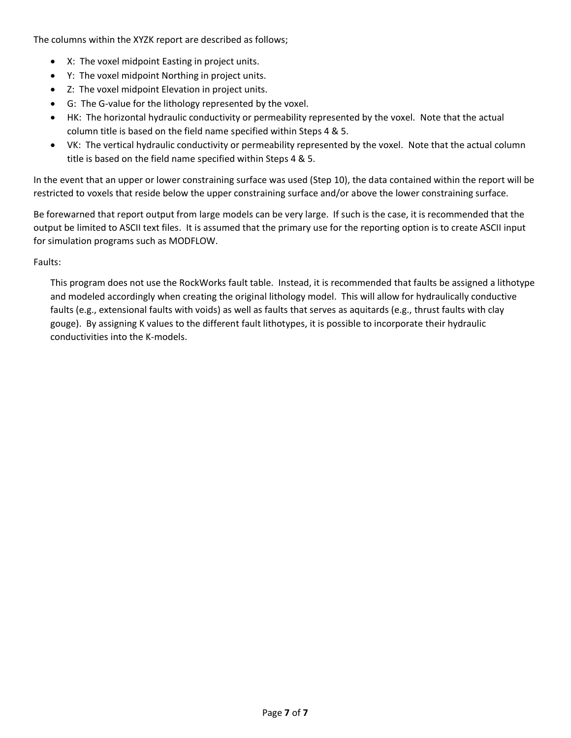The columns within the XYZK report are described as follows;

- X: The voxel midpoint Easting in project units.
- Y: The voxel midpoint Northing in project units.
- Z: The voxel midpoint Elevation in project units.
- G: The G-value for the lithology represented by the voxel.
- HK: The horizontal hydraulic conductivity or permeability represented by the voxel. Note that the actual column title is based on the field name specified within Steps 4 & 5.
- VK: The vertical hydraulic conductivity or permeability represented by the voxel. Note that the actual column title is based on the field name specified within Steps 4 & 5.

In the event that an upper or lower constraining surface was used (Step 10), the data contained within the report will be restricted to voxels that reside below the upper constraining surface and/or above the lower constraining surface.

Be forewarned that report output from large models can be very large. If such is the case, it is recommended that the output be limited to ASCII text files. It is assumed that the primary use for the reporting option is to create ASCII input for simulation programs such as MODFLOW.

Faults:

This program does not use the RockWorks fault table. Instead, it is recommended that faults be assigned a lithotype and modeled accordingly when creating the original lithology model. This will allow for hydraulically conductive faults (e.g., extensional faults with voids) as well as faults that serves as aquitards (e.g., thrust faults with clay gouge). By assigning K values to the different fault lithotypes, it is possible to incorporate their hydraulic conductivities into the K-models.